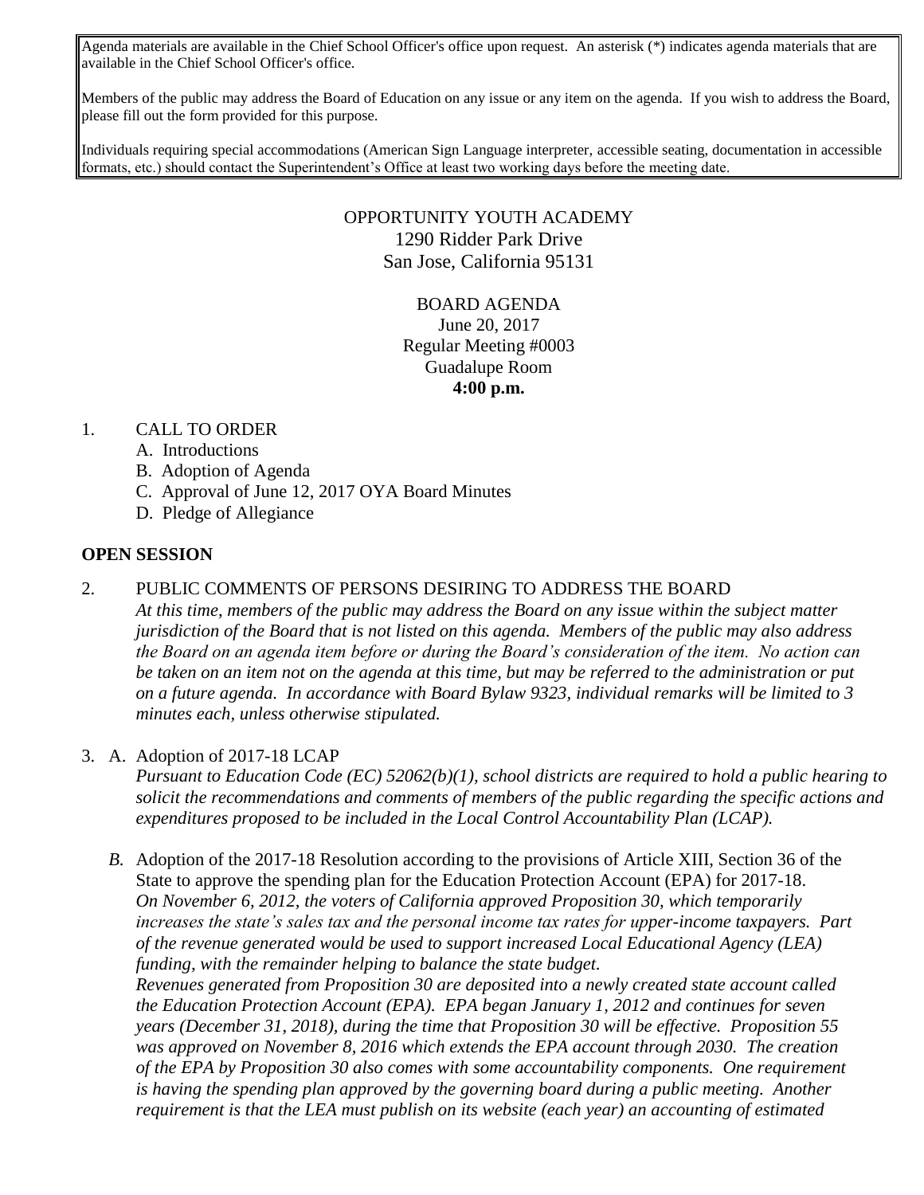Agenda materials are available in the Chief School Officer's office upon request. An asterisk (*) indicates agenda materials that are available in the Chief School Officer's office.

Members of the public may address the Board of Education on any issue or any item on the agenda. If you wish to address the Board, please fill out the form provided for this purpose.

Individuals requiring special accommodations (American Sign Language interpreter, accessible seating, documentation in accessible formats, etc.) should contact the Superintendent's Office at least two working days before the meeting date.

OPPORTUNITY YOUTH ACADEMY
1290 Ridder Park Drive
San Jose, California 95131

BOARD AGENDA
June 20, 2017
Regular Meeting #0003
Guadalupe Room
**4:00 p.m.**

1. CALL TO ORDER
   A. Introductions
   B. Adoption of Agenda
   C. Approval of June 12, 2017 OYA Board Minutes
   D. Pledge of Allegiance

**OPEN SESSION**

2. PUBLIC COMMENTS OF PERSONS DESIRING TO ADDRESS THE BOARD
   *At this time, members of the public may address the Board on any issue within the subject matter jurisdiction of the Board that is not listed on this agenda. Members of the public may also address the Board on an agenda item before or during the Board's consideration of the item. No action can be taken on an item not on the agenda at this time, but may be referred to the administration or put on a future agenda. In accordance with Board Bylaw 9323, individual remarks will be limited to 3 minutes each, unless otherwise stipulated.*

3. A. Adoption of 2017-18 LCAP
   *Pursuant to Education Code (EC) 52062(b)(1), school districts are required to hold a public hearing to solicit the recommendations and comments of members of the public regarding the specific actions and expenditures proposed to be included in the Local Control Accountability Plan (LCAP).*

   *B.* Adoption of the 2017-18 Resolution according to the provisions of Article XIII, Section 36 of the State to approve the spending plan for the Education Protection Account (EPA) for 2017-18.
   *On November 6, 2012, the voters of California approved Proposition 30, which temporarily increases the state's sales tax and the personal income tax rates for upper-income taxpayers. Part of the revenue generated would be used to support increased Local Educational Agency (LEA) funding, with the remainder helping to balance the state budget.*
   *Revenues generated from Proposition 30 are deposited into a newly created state account called the Education Protection Account (EPA). EPA began January 1, 2012 and continues for seven years (December 31, 2018), during the time that Proposition 30 will be effective. Proposition 55 was approved on November 8, 2016 which extends the EPA account through 2030. The creation of the EPA by Proposition 30 also comes with some accountability components. One requirement is having the spending plan approved by the governing board during a public meeting. Another requirement is that the LEA must publish on its website (each year) an accounting of estimated*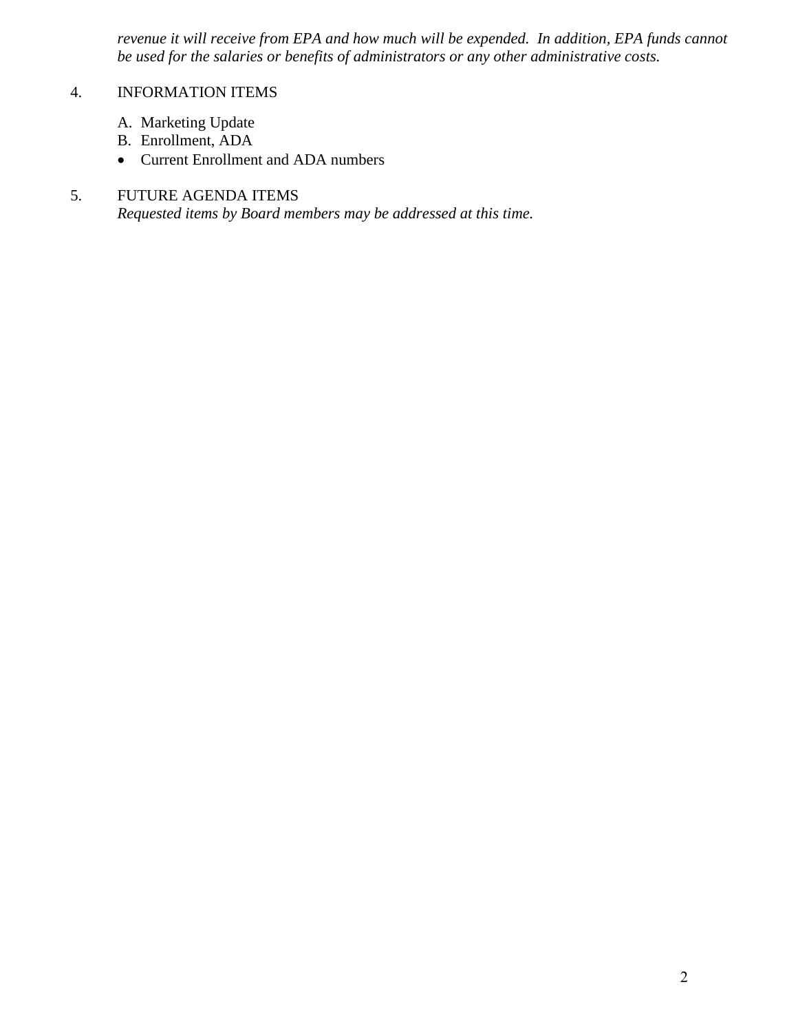*revenue it will receive from EPA and how much will be expended. In addition, EPA funds cannot be used for the salaries or benefits of administrators or any other administrative costs.*

4. INFORMATION ITEMS

   A. Marketing Update
   B. Enrollment, ADA

   - Current Enrollment and ADA numbers

5. FUTURE AGENDA ITEMS
   *Requested items by Board members may be addressed at this time.*